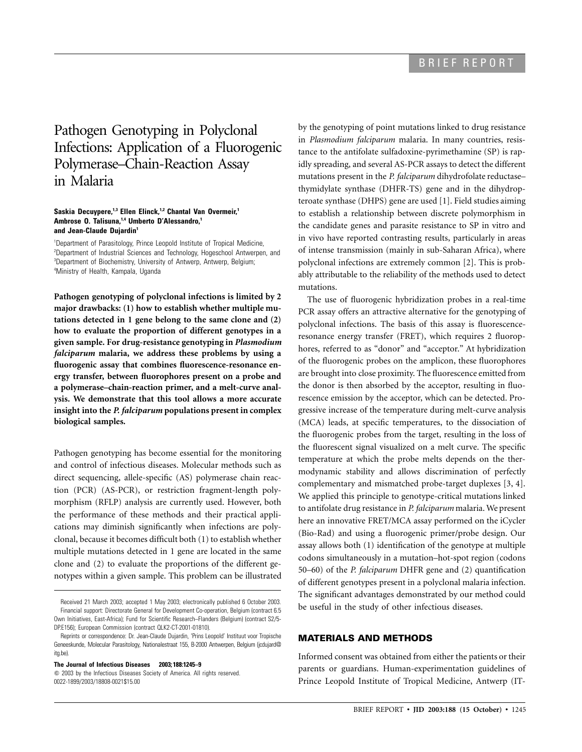# Pathogen Genotyping in Polyclonal Infections: Application of a Fluorogenic Polymerase–Chain-Reaction Assay in Malaria

**Saskia Decuypere,[1,3] Ellen Elinck,[1,2] Chantal Van Overmeir,[1] Ambrose O. Talisuna,[1,4] Umberto D'Alessandro,[1] and Jean-Claude Dujardin[1]**

[1]Department of Parasitology, Prince Leopold Institute of Tropical Medicine, [2]Department of Industrial Sciences and Technology, Hogeschool Antwerpen, and [3]Department of Biochemistry, University of Antwerp, Antwerp, Belgium; [4]Ministry of Health, Kampala, Uganda

**Pathogen genotyping of polyclonal infections is limited by 2 major drawbacks: (1) how to establish whether multiple mutations detected in 1 gene belong to the same clone and (2) how to evaluate the proportion of different genotypes in a given sample. For drug-resistance genotyping in *Plasmodium falciparum* malaria, we address these problems by using a fluorogenic assay that combines fluorescence-resonance energy transfer, between fluorophores present on a probe and a polymerase–chain-reaction primer, and a melt-curve analysis. We demonstrate that this tool allows a more accurate insight into the *P. falciparum* populations present in complex biological samples.**

Pathogen genotyping has become essential for the monitoring and control of infectious diseases. Molecular methods such as direct sequencing, allele-specific (AS) polymerase chain reaction (PCR) (AS-PCR), or restriction fragment-length polymorphism (RFLP) analysis are currently used. However, both the performance of these methods and their practical applications may diminish significantly when infections are polyclonal, because it becomes difficult both (1) to establish whether multiple mutations detected in 1 gene are located in the same clone and (2) to evaluate the proportions of the different genotypes within a given sample. This problem can be illustrated by the genotyping of point mutations linked to drug resistance in *Plasmodium falciparum* malaria. In many countries, resistance to the antifolate sulfadoxine-pyrimethamine (SP) is rapidly spreading, and several AS-PCR assays to detect the different mutations present in the *P. falciparum* dihydrofolate reductase–thymidylate synthase (DHFR-TS) gene and in the dihydropteroate synthase (DHPS) gene are used [1]. Field studies aiming to establish a relationship between discrete polymorphism in the candidate genes and parasite resistance to SP in vitro and in vivo have reported contrasting results, particularly in areas of intense transmission (mainly in sub-Saharan Africa), where polyclonal infections are extremely common [2]. This is probably attributable to the reliability of the methods used to detect mutations.

The use of fluorogenic hybridization probes in a real-time PCR assay offers an attractive alternative for the genotyping of polyclonal infections. The basis of this assay is fluorescence-resonance energy transfer (FRET), which requires 2 fluorophores, referred to as "donor" and "acceptor." At hybridization of the fluorogenic probes on the amplicon, these fluorophores are brought into close proximity. The fluorescence emitted from the donor is then absorbed by the acceptor, resulting in fluorescence emission by the acceptor, which can be detected. Progressive increase of the temperature during melt-curve analysis (MCA) leads, at specific temperatures, to the dissociation of the fluorogenic probes from the target, resulting in the loss of the fluorescent signal visualized on a melt curve. The specific temperature at which the probe melts depends on the thermodynamic stability and allows discrimination of perfectly complementary and mismatched probe-target duplexes [3, 4]. We applied this principle to genotype-critical mutations linked to antifolate drug resistance in *P. falciparum* malaria. We present here an innovative FRET/MCA assay performed on the iCycler (Bio-Rad) and using a fluorogenic primer/probe design. Our assay allows both (1) identification of the genotype at multiple codons simultaneously in a mutation–hot-spot region (codons 50–60) of the *P. falciparum* DHFR gene and (2) quantification of different genotypes present in a polyclonal malaria infection. The significant advantages demonstrated by our method could be useful in the study of other infectious diseases.

## MATERIALS AND METHODS

Informed consent was obtained from either the patients or their parents or guardians. Human-experimentation guidelines of Prince Leopold Institute of Tropical Medicine, Antwerp (IT-

---

Received 21 March 2003; accepted 1 May 2003; electronically published 6 October 2003.

Financial support: Directorate General for Development Co-operation, Belgium (contract 6.5 Own Initiatives, East-Africa); Fund for Scientific Research–Flanders (Belgium) (contract S2/5-DP.E156); European Commission (contract QLK2-CT-2001-01810).

Reprints or correspondence: Dr. Jean-Claude Dujardin, 'Prins Leopold' Instituut voor Tropische Geneeskunde, Molecular Parasitology, Nationalestraat 155, B-2000 Antwerpen, Belgium (jcdujard@itg.be).

**The Journal of Infectious Diseases 2003; 188:1245–9**
© 2003 by the Infectious Diseases Society of America. All rights reserved.
0022-1899/2003/18808-0021$15.00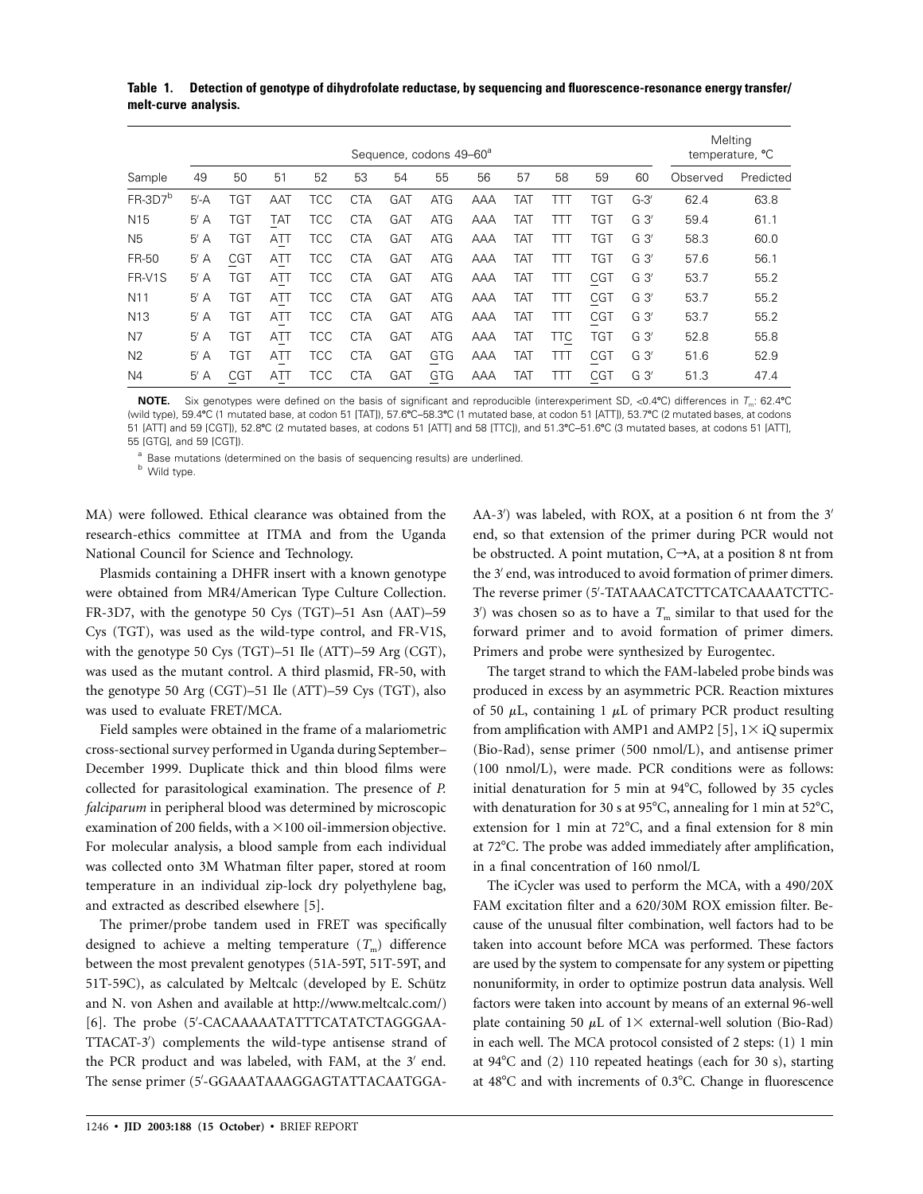**Table 1. Detection of genotype of dihydrofolate reductase, by sequencing and fluorescence-resonance energy transfer/melt-curve analysis.**

| Sample | Sequence, codons 49–60[a] | | | | | | | | | | | | Melting temperature, °C | |
|---|---|---|---|---|---|---|---|---|---|---|---|---|---|---|
| | 49 | 50 | 51 | 52 | 53 | 54 | 55 | 56 | 57 | 58 | 59 | 60 | Observed | Predicted |
| FR-3D7[b] | 5′-A | TGT | AAT | TCC | CTA | GAT | ATG | AAA | TAT | TTT | TGT | G-3′ | 62.4 | 63.8 |
| N15 | 5′ A | TGT | TAT | TCC | CTA | GAT | ATG | AAA | TAT | TTT | TGT | G 3′ | 59.4 | 61.1 |
| N5 | 5′ A | TGT | ATT | TCC | CTA | GAT | ATG | AAA | TAT | TTT | TGT | G 3′ | 58.3 | 60.0 |
| FR-50 | 5′ A | CGT | ATT | TCC | CTA | GAT | ATG | AAA | TAT | TTT | TGT | G 3′ | 57.6 | 56.1 |
| FR-V1S | 5′ A | TGT | ATT | TCC | CTA | GAT | ATG | AAA | TAT | TTT | CGT | G 3′ | 53.7 | 55.2 |
| N11 | 5′ A | TGT | ATT | TCC | CTA | GAT | ATG | AAA | TAT | TTT | CGT | G 3′ | 53.7 | 55.2 |
| N13 | 5′ A | TGT | ATT | TCC | CTA | GAT | ATG | AAA | TAT | TTT | CGT | G 3′ | 53.7 | 55.2 |
| N7 | 5′ A | TGT | ATT | TCC | CTA | GAT | ATG | AAA | TAT | TTC | TGT | G 3′ | 52.8 | 55.8 |
| N2 | 5′ A | TGT | ATT | TCC | CTA | GAT | GTG | AAA | TAT | TTT | CGT | G 3′ | 51.6 | 52.9 |
| N4 | 5′ A | CGT | ATT | TCC | CTA | GAT | GTG | AAA | TAT | TTT | CGT | G 3′ | 51.3 | 47.4 |

**NOTE.** Six genotypes were defined on the basis of significant and reproducible (interexperiment SD, <0.4°C) differences in $T_m$: 62.4°C (wild type), 59.4°C (1 mutated base, at codon 51 [TAT]), 57.6°C–58.3°C (1 mutated base, at codon 51 [ATT]), 53.7°C (2 mutated bases, at codons 51 [ATT] and 59 [CGT]), 52.8°C (2 mutated bases, at codons 51 [ATT] and 58 [TTC]), 51.3°C–51.6°C (3 mutated bases, at codons 51 [ATT], 55 [GTG], and 59 [CGT]).

[a] Base mutations (determined on the basis of sequencing results) are underlined.

[b] Wild type.

MA) were followed. Ethical clearance was obtained from the research-ethics committee at ITMA and from the Uganda National Council for Science and Technology.

Plasmids containing a DHFR insert with a known genotype were obtained from MR4/American Type Culture Collection. FR-3D7, with the genotype 50 Cys (TGT)–51 Asn (AAT)–59 Cys (TGT), was used as the wild-type control, and FR-V1S, with the genotype 50 Cys (TGT)–51 Ile (ATT)–59 Arg (CGT), was used as the mutant control. A third plasmid, FR-50, with the genotype 50 Arg (CGT)–51 Ile (ATT)–59 Cys (TGT), also was used to evaluate FRET/MCA.

Field samples were obtained in the frame of a malariometric cross-sectional survey performed in Uganda during September–December 1999. Duplicate thick and thin blood films were collected for parasitological examination. The presence of *P. falciparum* in peripheral blood was determined by microscopic examination of 200 fields, with a ×100 oil-immersion objective. For molecular analysis, a blood sample from each individual was collected onto 3M Whatman filter paper, stored at room temperature in an individual zip-lock dry polyethylene bag, and extracted as described elsewhere [5].

The primer/probe tandem used in FRET was specifically designed to achieve a melting temperature ($T_m$) difference between the most prevalent genotypes (51A-59T, 51T-59T, and 51T-59C), as calculated by Meltcalc (developed by E. Schütz and N. von Ashen and available at http://www.meltcalc.com/) [6]. The probe (5′-CACAAAAATATTTCATATCTAGGGAA-TTACAT-3′) complements the wild-type antisense strand of the PCR product and was labeled, with FAM, at the 3′ end. The sense primer (5′-GGAAATAAAGGAGTATTACAATGGA-AA-3′) was labeled, with ROX, at a position 6 nt from the 3′ end, so that extension of the primer during PCR would not be obstructed. A point mutation, C→A, at a position 8 nt from the 3′ end, was introduced to avoid formation of primer dimers. The reverse primer (5′-TATAAACATCTTCATCAAAATCTTC-3′) was chosen so as to have a $T_m$ similar to that used for the forward primer and to avoid formation of primer dimers. Primers and probe were synthesized by Eurogentec.

The target strand to which the FAM-labeled probe binds was produced in excess by an asymmetric PCR. Reaction mixtures of 50 μL, containing 1 μL of primary PCR product resulting from amplification with AMP1 and AMP2 [5], 1× iQ supermix (Bio-Rad), sense primer (500 nmol/L), and antisense primer (100 nmol/L), were made. PCR conditions were as follows: initial denaturation for 5 min at 94°C, followed by 35 cycles with denaturation for 30 s at 95°C, annealing for 1 min at 52°C, extension for 1 min at 72°C, and a final extension for 8 min at 72°C. The probe was added immediately after amplification, in a final concentration of 160 nmol/L

The iCycler was used to perform the MCA, with a 490/20X FAM excitation filter and a 620/30M ROX emission filter. Because of the unusual filter combination, well factors had to be taken into account before MCA was performed. These factors are used by the system to compensate for any system or pipetting nonuniformity, in order to optimize postrun data analysis. Well factors were taken into account by means of an external 96-well plate containing 50 μL of 1× external-well solution (Bio-Rad) in each well. The MCA protocol consisted of 2 steps: (1) 1 min at 94°C and (2) 110 repeated heatings (each for 30 s), starting at 48°C and with increments of 0.3°C. Change in fluorescence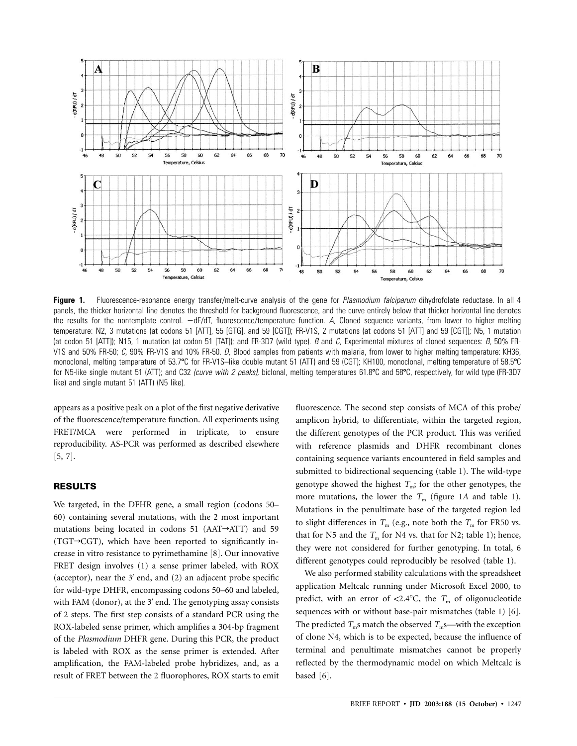**Figure 1.** Fluorescence-resonance energy transfer/melt-curve analysis of the gene for *Plasmodium falciparum* dihydrofolate reductase. In all 4 panels, the thicker horizontal line denotes the threshold for background fluorescence, and the curve entirely below that thicker horizontal line denotes the results for the nontemplate control. −dF/dT, fluorescence/temperature function. *A,* Cloned sequence variants, from lower to higher melting temperature: N2, 3 mutations (at codons 51 [ATT], 55 [GTG], and 59 [CGT]); FR-V1S, 2 mutations (at codons 51 [ATT] and 59 [CGT]); N5, 1 mutation (at codon 51 [ATT]); N15, 1 mutation (at codon 51 [TAT]); and FR-3D7 (wild type). *B* and *C,* Experimental mixtures of cloned sequences: *B,* 50% FR-V1S and 50% FR-50; *C,* 90% FR-V1S and 10% FR-50. *D,* Blood samples from patients with malaria, from lower to higher melting temperature: KH36, monoclonal, melting temperature of 53.7°C for FR-V1S–like double mutant 51 (ATT) and 59 (CGT); KH100, monoclonal, melting temperature of 58.5°C for N5-like single mutant 51 (ATT); and C32 *(curve with 2 peaks),* biclonal, melting temperatures 61.8°C and 58°C, respectively, for wild type (FR-3D7 like) and single mutant 51 (ATT) (N5 like).

appears as a positive peak on a plot of the first negative derivative of the fluorescence/temperature function. All experiments using FRET/MCA were performed in triplicate, to ensure reproducibility. AS-PCR was performed as described elsewhere [5, 7].

## RESULTS

We targeted, in the DFHR gene, a small region (codons 50–60) containing several mutations, with the 2 most important mutations being located in codons 51 (AAT→ATT) and 59 (TGT→CGT), which have been reported to significantly increase in vitro resistance to pyrimethamine [8]. Our innovative FRET design involves (1) a sense primer labeled, with ROX (acceptor), near the 3′ end, and (2) an adjacent probe specific for wild-type DHFR, encompassing codons 50–60 and labeled, with FAM (donor), at the 3′ end. The genotyping assay consists of 2 steps. The first step consists of a standard PCR using the ROX-labeled sense primer, which amplifies a 304-bp fragment of the *Plasmodium* DHFR gene. During this PCR, the product is labeled with ROX as the sense primer is extended. After amplification, the FAM-labeled probe hybridizes, and, as a result of FRET between the 2 fluorophores, ROX starts to emit fluorescence. The second step consists of MCA of this probe/amplicon hybrid, to differentiate, within the targeted region, the different genotypes of the PCR product. This was verified with reference plasmids and DHFR recombinant clones containing sequence variants encountered in field samples and submitted to bidirectional sequencing (table 1). The wild-type genotype showed the highest $T_m$; for the other genotypes, the more mutations, the lower the $T_m$ (figure 1*A* and table 1). Mutations in the penultimate base of the targeted region led to slight differences in $T_m$ (e.g., note both the $T_m$ for FR50 vs. that for N5 and the $T_m$ for N4 vs. that for N2; table 1); hence, they were not considered for further genotyping. In total, 6 different genotypes could reproducibly be resolved (table 1).

We also performed stability calculations with the spreadsheet application Meltcalc running under Microsoft Excel 2000, to predict, with an error of <2.4°C, the $T_m$ of oligonucleotide sequences with or without base-pair mismatches (table 1) [6]. The predicted $T_m$s match the observed $T_m$s—with the exception of clone N4, which is to be expected, because the influence of terminal and penultimate mismatches cannot be properly reflected by the thermodynamic model on which Meltcalc is based [6].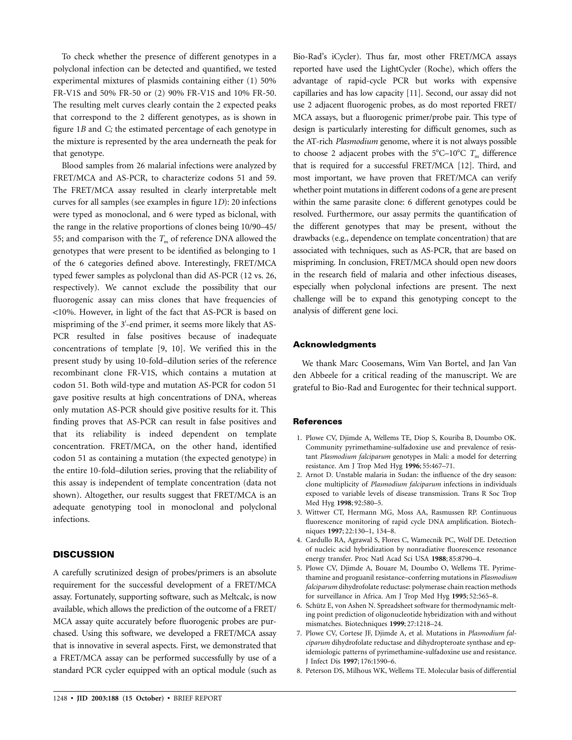To check whether the presence of different genotypes in a polyclonal infection can be detected and quantified, we tested experimental mixtures of plasmids containing either (1) 50% FR-V1S and 50% FR-50 or (2) 90% FR-V1S and 10% FR-50. The resulting melt curves clearly contain the 2 expected peaks that correspond to the 2 different genotypes, as is shown in figure 1*B* and *C;* the estimated percentage of each genotype in the mixture is represented by the area underneath the peak for that genotype.

Blood samples from 26 malarial infections were analyzed by FRET/MCA and AS-PCR, to characterize codons 51 and 59. The FRET/MCA assay resulted in clearly interpretable melt curves for all samples (see examples in figure 1*D*): 20 infections were typed as monoclonal, and 6 were typed as biclonal, with the range in the relative proportions of clones being 10/90–45/55; and comparison with the $T_m$ of reference DNA allowed the genotypes that were present to be identified as belonging to 1 of the 6 categories defined above. Interestingly, FRET/MCA typed fewer samples as polyclonal than did AS-PCR (12 vs. 26, respectively). We cannot exclude the possibility that our fluorogenic assay can miss clones that have frequencies of <10%. However, in light of the fact that AS-PCR is based on mispriming of the 3′-end primer, it seems more likely that AS-PCR resulted in false positives because of inadequate concentrations of template [9, 10]. We verified this in the present study by using 10-fold–dilution series of the reference recombinant clone FR-V1S, which contains a mutation at codon 51. Both wild-type and mutation AS-PCR for codon 51 gave positive results at high concentrations of DNA, whereas only mutation AS-PCR should give positive results for it. This finding proves that AS-PCR can result in false positives and that its reliability is indeed dependent on template concentration. FRET/MCA, on the other hand, identified codon 51 as containing a mutation (the expected genotype) in the entire 10-fold–dilution series, proving that the reliability of this assay is independent of template concentration (data not shown). Altogether, our results suggest that FRET/MCA is an adequate genotyping tool in monoclonal and polyclonal infections.

## DISCUSSION

A carefully scrutinized design of probes/primers is an absolute requirement for the successful development of a FRET/MCA assay. Fortunately, supporting software, such as Meltcalc, is now available, which allows the prediction of the outcome of a FRET/MCA assay quite accurately before fluorogenic probes are purchased. Using this software, we developed a FRET/MCA assay that is innovative in several aspects. First, we demonstrated that a FRET/MCA assay can be performed successfully by use of a standard PCR cycler equipped with an optical module (such as Bio-Rad's iCycler). Thus far, most other FRET/MCA assays reported have used the LightCycler (Roche), which offers the advantage of rapid-cycle PCR but works with expensive capillaries and has low capacity [11]. Second, our assay did not use 2 adjacent fluorogenic probes, as do most reported FRET/MCA assays, but a fluorogenic primer/probe pair. This type of design is particularly interesting for difficult genomes, such as the AT-rich *Plasmodium* genome, where it is not always possible to choose 2 adjacent probes with the 5°C–10°C $T_m$ difference that is required for a successful FRET/MCA [12]. Third, and most important, we have proven that FRET/MCA can verify whether point mutations in different codons of a gene are present within the same parasite clone: 6 different genotypes could be resolved. Furthermore, our assay permits the quantification of the different genotypes that may be present, without the drawbacks (e.g., dependence on template concentration) that are associated with techniques, such as AS-PCR, that are based on mispriming. In conclusion, FRET/MCA should open new doors in the research field of malaria and other infectious diseases, especially when polyclonal infections are present. The next challenge will be to expand this genotyping concept to the analysis of different gene loci.

### Acknowledgments

We thank Marc Coosemans, Wim Van Bortel, and Jan Van den Abbeele for a critical reading of the manuscript. We are grateful to Bio-Rad and Eurogentec for their technical support.

### References

1. Plowe CV, Djimde A, Wellems TE, Diop S, Kouriba B, Doumbo OK. Community pyrimethamine-sulfadoxine use and prevalence of resistant *Plasmodium falciparum* genotypes in Mali: a model for deterring resistance. Am J Trop Med Hyg **1996**; 55:467–71.
2. Arnot D. Unstable malaria in Sudan: the influence of the dry season: clone multiplicity of *Plasmodium falciparum* infections in individuals exposed to variable levels of disease transmission. Trans R Soc Trop Med Hyg **1998**; 92:580–5.
3. Wittwer CT, Hermann MG, Moss AA, Rasmussen RP. Continuous fluorescence monitoring of rapid cycle DNA amplification. Biotechniques **1997**; 22:130–1, 134–8.
4. Cardullo RA, Agrawal S, Flores C, Wamecnik PC, Wolf DE. Detection of nucleic acid hybridization by nonradiative fluorescence resonance energy transfer. Proc Natl Acad Sci USA **1988**; 85:8790–4.
5. Plowe CV, Djimde A, Bouare M, Doumbo O, Wellems TE. Pyrimethamine and proguanil resistance–conferring mutations in *Plasmodium falciparum* dihydrofolate reductase: polymerase chain reaction methods for surveillance in Africa. Am J Trop Med Hyg **1995**; 52:565–8.
6. Schütz E, von Ashen N. Spreadsheet software for thermodynamic melting point prediction of oligonucleotide hybridization with and without mismatches. Biotechniques **1999**; 27:1218–24.
7. Plowe CV, Cortese JF, Djimde A, et al. Mutations in *Plasmodium falciparum* dihydrofolate reductase and dihydropteroate synthase and epidemiologic patterns of pyrimethamine-sulfadoxine use and resistance. J Infect Dis **1997**; 176:1590–6.
8. Peterson DS, Milhous WK, Wellems TE. Molecular basis of differential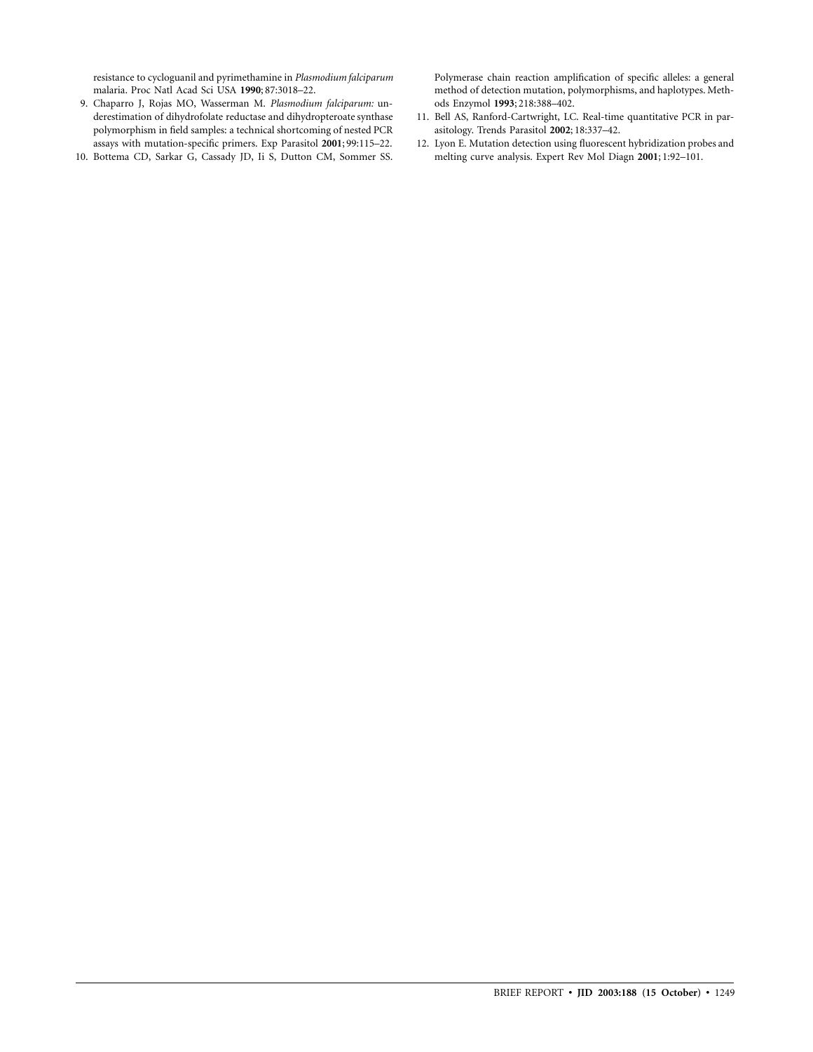resistance to cycloguanil and pyrimethamine in *Plasmodium falciparum* malaria. Proc Natl Acad Sci USA **1990**; 87:3018–22.

9. Chaparro J, Rojas MO, Wasserman M. *Plasmodium falciparum:* underestimation of dihydrofolate reductase and dihydropteroate synthase polymorphism in field samples: a technical shortcoming of nested PCR assays with mutation-specific primers. Exp Parasitol **2001**; 99:115–22.
10. Bottema CD, Sarkar G, Cassady JD, Ii S, Dutton CM, Sommer SS. Polymerase chain reaction amplification of specific alleles: a general method of detection mutation, polymorphisms, and haplotypes. Methods Enzymol **1993**; 218:388–402.
11. Bell AS, Ranford-Cartwright, LC. Real-time quantitative PCR in parasitology. Trends Parasitol **2002**; 18:337–42.
12. Lyon E. Mutation detection using fluorescent hybridization probes and melting curve analysis. Expert Rev Mol Diagn **2001**; 1:92–101.